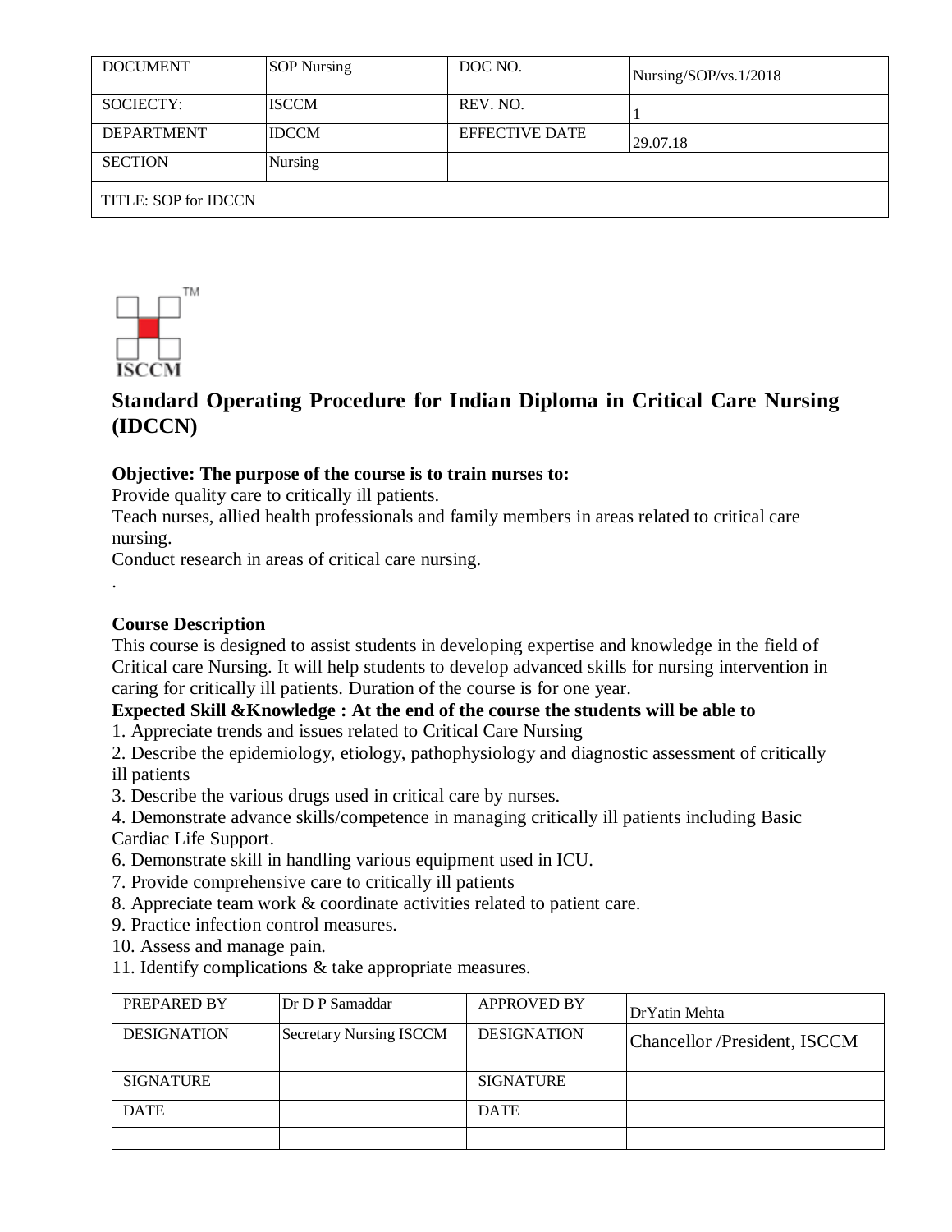| DOCUMENT | SOP Nursing | DOC NO. | Nursing/SOP/vs.1/2018 |
| --- | --- | --- | --- |
| SOCIECTY: | ISCCM | REV. NO. | 1 |
| DEPARTMENT | IDCCM | EFFECTIVE DATE | 29.07.18 |
| SECTION | Nursing | | |
| TITLE: SOP for IDCCN | | | |

ISCCM

# Standard Operating Procedure for Indian Diploma in Critical Care Nursing (IDCCN)

**Objective: The purpose of the course is to train nurses to:**

Provide quality care to critically ill patients.

Teach nurses, allied health professionals and family members in areas related to critical care nursing.

Conduct research in areas of critical care nursing.

.

**Course Description**

This course is designed to assist students in developing expertise and knowledge in the field of Critical care Nursing. It will help students to develop advanced skills for nursing intervention in caring for critically ill patients. Duration of the course is for one year.

**Expected Skill &Knowledge : At the end of the course the students will be able to**

1. Appreciate trends and issues related to Critical Care Nursing
2. Describe the epidemiology, etiology, pathophysiology and diagnostic assessment of critically ill patients
3. Describe the various drugs used in critical care by nurses.
4. Demonstrate advance skills/competence in managing critically ill patients including Basic Cardiac Life Support.
6. Demonstrate skill in handling various equipment used in ICU.
7. Provide comprehensive care to critically ill patients
8. Appreciate team work & coordinate activities related to patient care.
9. Practice infection control measures.
10. Assess and manage pain.
11. Identify complications & take appropriate measures.

| PREPARED BY | Dr D P Samaddar | APPROVED BY | DrYatin Mehta |
| --- | --- | --- | --- |
| DESIGNATION | Secretary Nursing ISCCM | DESIGNATION | Chancellor /President, ISCCM |
| SIGNATURE | | SIGNATURE | |
| DATE | | DATE | |
| | | | |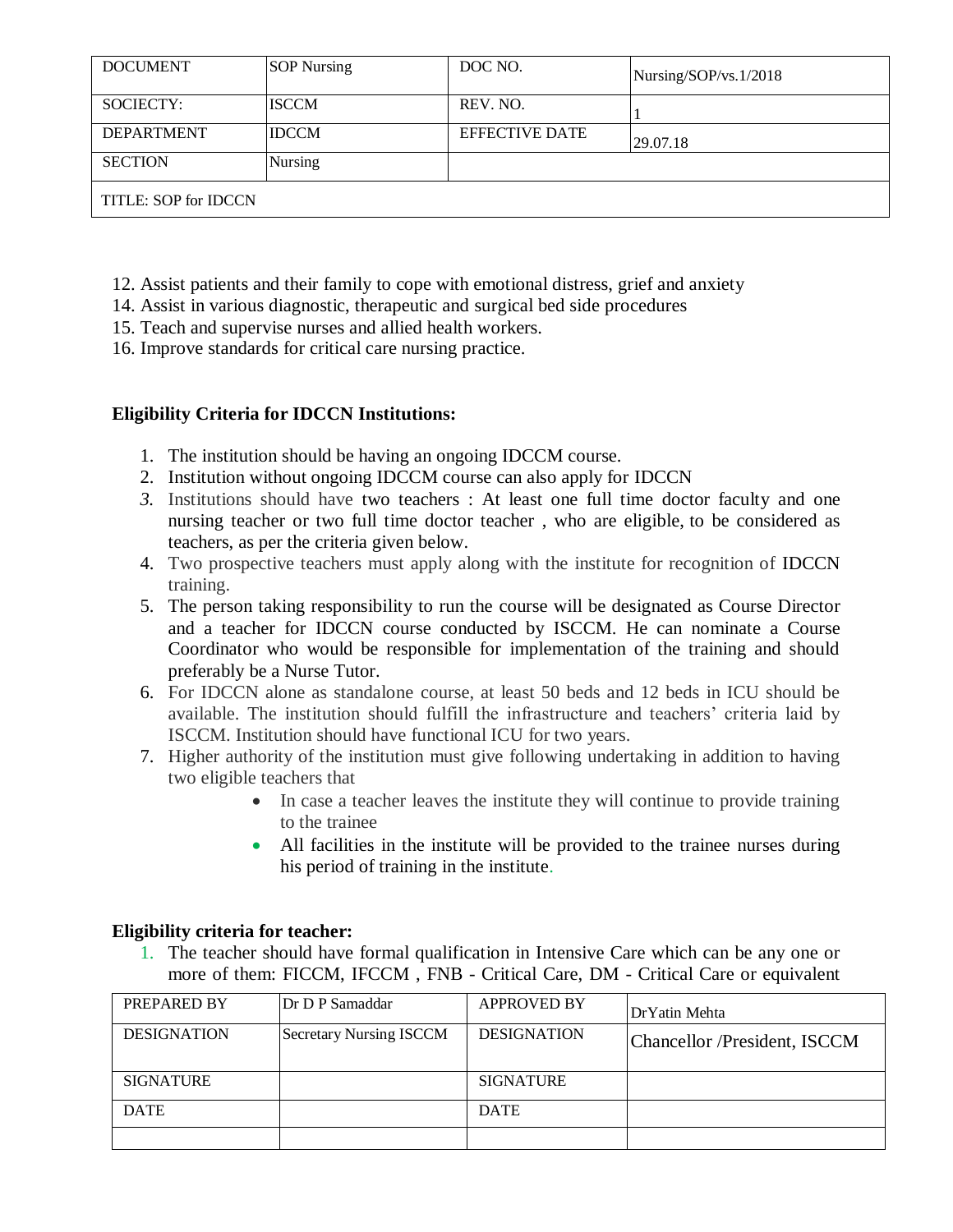| DOCUMENT | SOP Nursing | DOC NO. | Nursing/SOP/vs.1/2018 |
|---|---|---|---|
| SOCIECTY: | ISCCM | REV. NO. | 1 |
| DEPARTMENT | IDCCM | EFFECTIVE DATE | 29.07.18 |
| SECTION | Nursing | | |
| TITLE: SOP for IDCCN | | | |

12. Assist patients and their family to cope with emotional distress, grief and anxiety
14. Assist in various diagnostic, therapeutic and surgical bed side procedures
15. Teach and supervise nurses and allied health workers.
16. Improve standards for critical care nursing practice.

**Eligibility Criteria for IDCCN Institutions:**

1. The institution should be having an ongoing IDCCM course.
2. Institution without ongoing IDCCM course can also apply for IDCCN
3. Institutions should have two teachers : At least one full time doctor faculty and one nursing teacher or two full time doctor teacher , who are eligible, to be considered as teachers, as per the criteria given below.
4. Two prospective teachers must apply along with the institute for recognition of IDCCN training.
5. The person taking responsibility to run the course will be designated as Course Director and a teacher for IDCCN course conducted by ISCCM. He can nominate a Course Coordinator who would be responsible for implementation of the training and should preferably be a Nurse Tutor.
6. For IDCCN alone as standalone course, at least 50 beds and 12 beds in ICU should be available. The institution should fulfill the infrastructure and teachers' criteria laid by ISCCM. Institution should have functional ICU for two years.
7. Higher authority of the institution must give following undertaking in addition to having two eligible teachers that
   - In case a teacher leaves the institute they will continue to provide training to the trainee
   - All facilities in the institute will be provided to the trainee nurses during his period of training in the institute.

**Eligibility criteria for teacher:**

1. The teacher should have formal qualification in Intensive Care which can be any one or more of them: FICCM, IFCCM , FNB - Critical Care, DM - Critical Care or equivalent

| PREPARED BY | Dr D P Samaddar | APPROVED BY | DrYatin Mehta |
|---|---|---|---|
| DESIGNATION | Secretary Nursing ISCCM | DESIGNATION | Chancellor /President, ISCCM |
| SIGNATURE | | SIGNATURE | |
| DATE | | DATE | |
| | | | |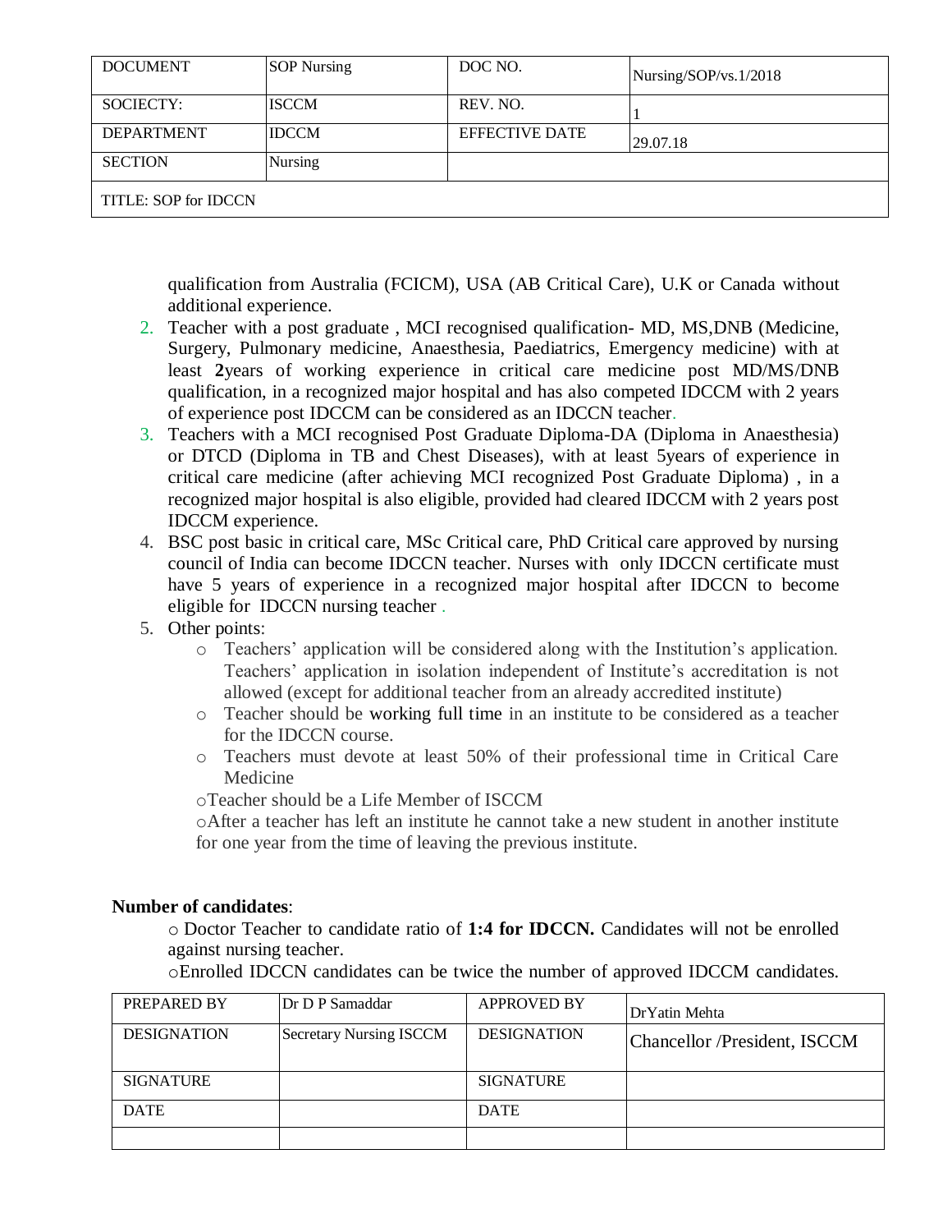| DOCUMENT | SOP Nursing | DOC NO. | Nursing/SOP/vs.1/2018 |
|---|---|---|---|
| SOCIECTY: | ISCCM | REV. NO. | 1 |
| DEPARTMENT | IDCCM | EFFECTIVE DATE | 29.07.18 |
| SECTION | Nursing | | |
| TITLE: SOP for IDCCN | | | |

qualification from Australia (FCICM), USA (AB Critical Care), U.K or Canada without additional experience.

2. Teacher with a post graduate , MCI recognised qualification- MD, MS,DNB (Medicine, Surgery, Pulmonary medicine, Anaesthesia, Paediatrics, Emergency medicine) with at least **2**years of working experience in critical care medicine post MD/MS/DNB qualification, in a recognized major hospital and has also competed IDCCM with 2 years of experience post IDCCM can be considered as an IDCCN teacher.
3. Teachers with a MCI recognised Post Graduate Diploma-DA (Diploma in Anaesthesia) or DTCD (Diploma in TB and Chest Diseases), with at least 5years of experience in critical care medicine (after achieving MCI recognized Post Graduate Diploma) , in a recognized major hospital is also eligible, provided had cleared IDCCM with 2 years post IDCCM experience.
4. BSC post basic in critical care, MSc Critical care, PhD Critical care approved by nursing council of India can become IDCCN teacher. Nurses with only IDCCN certificate must have 5 years of experience in a recognized major hospital after IDCCN to become eligible for IDCCN nursing teacher .
5. Other points:
   - Teachers' application will be considered along with the Institution's application. Teachers' application in isolation independent of Institute's accreditation is not allowed (except for additional teacher from an already accredited institute)
   - Teacher should be working full time in an institute to be considered as a teacher for the IDCCN course.
   - Teachers must devote at least 50% of their professional time in Critical Care Medicine
   - Teacher should be a Life Member of ISCCM
   - After a teacher has left an institute he cannot take a new student in another institute for one year from the time of leaving the previous institute.

**Number of candidates**:

- Doctor Teacher to candidate ratio of **1:4 for IDCCN.** Candidates will not be enrolled against nursing teacher.
- Enrolled IDCCN candidates can be twice the number of approved IDCCM candidates.

| PREPARED BY | Dr D P Samaddar | APPROVED BY | DrYatin Mehta |
|---|---|---|---|
| DESIGNATION | Secretary Nursing ISCCM | DESIGNATION | Chancellor /President, ISCCM |
| SIGNATURE | | SIGNATURE | |
| DATE | | DATE | |
| | | | |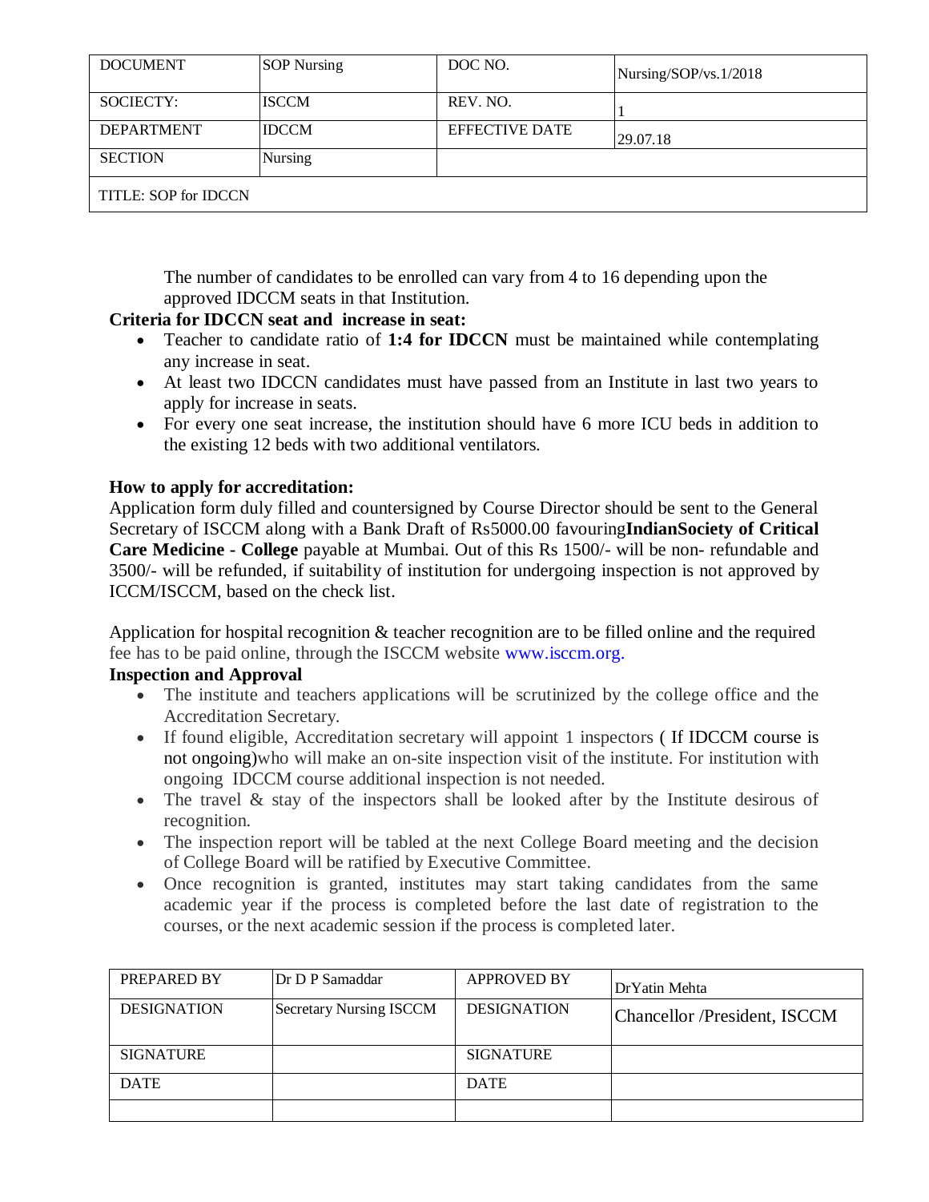| DOCUMENT | SOP Nursing | DOC NO. | Nursing/SOP/vs.1/2018 |
|---|---|---|---|
| SOCIECTY: | ISCCM | REV. NO. | 1 |
| DEPARTMENT | IDCCM | EFFECTIVE DATE | 29.07.18 |
| SECTION | Nursing | | |
| TITLE: SOP for IDCCN | | | |

The number of candidates to be enrolled can vary from 4 to 16 depending upon the approved IDCCM seats in that Institution.

**Criteria for IDCCN seat and increase in seat:**

- Teacher to candidate ratio of **1:4 for IDCCN** must be maintained while contemplating any increase in seat.
- At least two IDCCN candidates must have passed from an Institute in last two years to apply for increase in seats.
- For every one seat increase, the institution should have 6 more ICU beds in addition to the existing 12 beds with two additional ventilators.

**How to apply for accreditation:**

Application form duly filled and countersigned by Course Director should be sent to the General Secretary of ISCCM along with a Bank Draft of Rs5000.00 favouring**IndianSociety of Critical Care Medicine - College** payable at Mumbai. Out of this Rs 1500/- will be non- refundable and 3500/- will be refunded, if suitability of institution for undergoing inspection is not approved by ICCM/ISCCM, based on the check list.

Application for hospital recognition & teacher recognition are to be filled online and the required fee has to be paid online, through the ISCCM website www.isccm.org.

**Inspection and Approval**

- The institute and teachers applications will be scrutinized by the college office and the Accreditation Secretary.
- If found eligible, Accreditation secretary will appoint 1 inspectors ( If IDCCM course is not ongoing)who will make an on-site inspection visit of the institute. For institution with ongoing IDCCM course additional inspection is not needed.
- The travel & stay of the inspectors shall be looked after by the Institute desirous of recognition.
- The inspection report will be tabled at the next College Board meeting and the decision of College Board will be ratified by Executive Committee.
- Once recognition is granted, institutes may start taking candidates from the same academic year if the process is completed before the last date of registration to the courses, or the next academic session if the process is completed later.

| PREPARED BY | Dr D P Samaddar | APPROVED BY | DrYatin Mehta |
|---|---|---|---|
| DESIGNATION | Secretary Nursing ISCCM | DESIGNATION | Chancellor /President, ISCCM |
| SIGNATURE | | SIGNATURE | |
| DATE | | DATE | |
| | | | |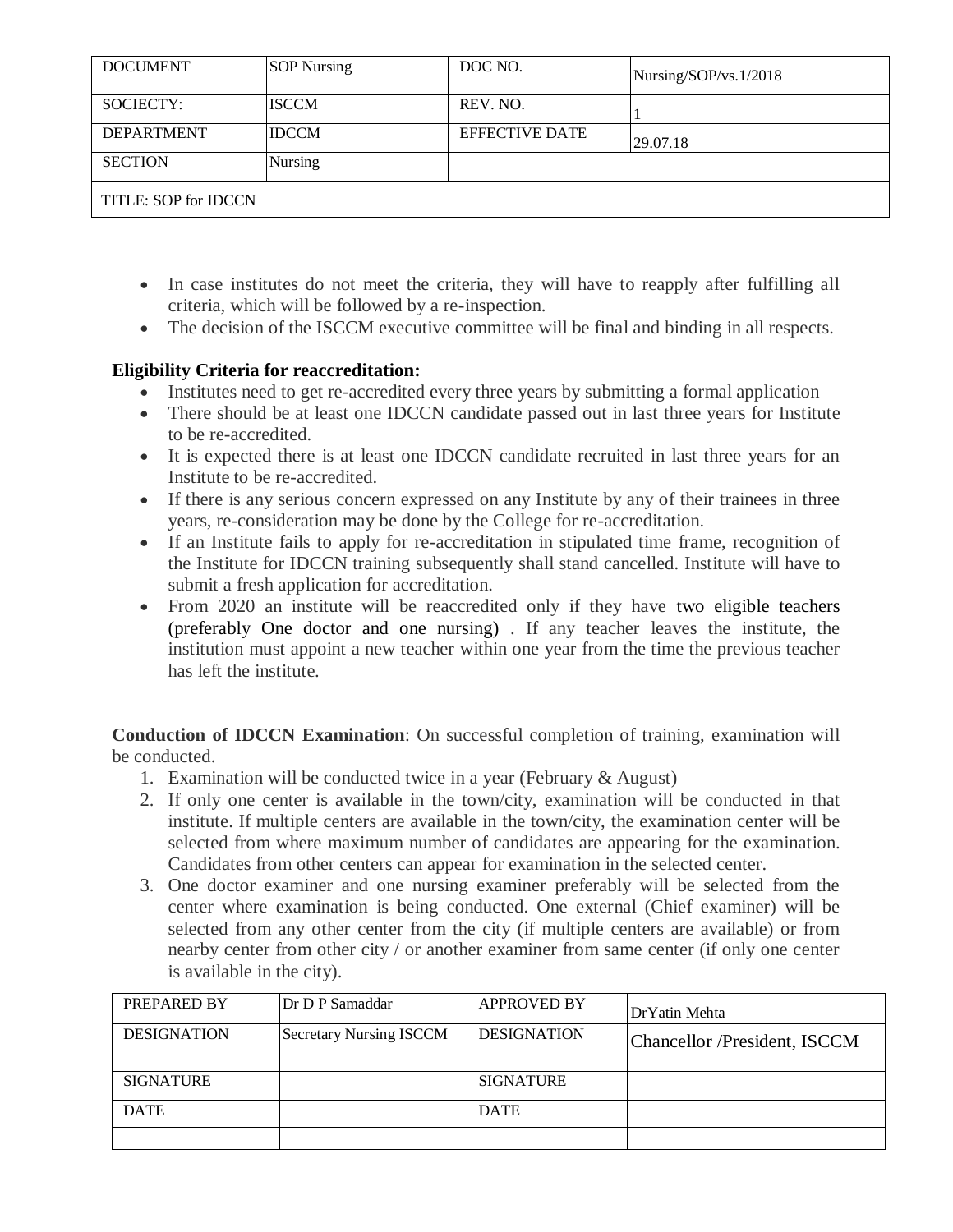- In case institutes do not meet the criteria, they will have to reapply after fulfilling all criteria, which will be followed by a re-inspection.
- The decision of the ISCCM executive committee will be final and binding in all respects.

**Eligibility Criteria for reaccreditation:**

- Institutes need to get re-accredited every three years by submitting a formal application
- There should be at least one IDCCN candidate passed out in last three years for Institute to be re-accredited.
- It is expected there is at least one IDCCN candidate recruited in last three years for an Institute to be re-accredited.
- If there is any serious concern expressed on any Institute by any of their trainees in three years, re-consideration may be done by the College for re-accreditation.
- If an Institute fails to apply for re-accreditation in stipulated time frame, recognition of the Institute for IDCCN training subsequently shall stand cancelled. Institute will have to submit a fresh application for accreditation.
- From 2020 an institute will be reaccredited only if they have two eligible teachers (preferably One doctor and one nursing) . If any teacher leaves the institute, the institution must appoint a new teacher within one year from the time the previous teacher has left the institute.

**Conduction of IDCCN Examination**: On successful completion of training, examination will be conducted.

1. Examination will be conducted twice in a year (February & August)
2. If only one center is available in the town/city, examination will be conducted in that institute. If multiple centers are available in the town/city, the examination center will be selected from where maximum number of candidates are appearing for the examination. Candidates from other centers can appear for examination in the selected center.
3. One doctor examiner and one nursing examiner preferably will be selected from the center where examination is being conducted. One external (Chief examiner) will be selected from any other center from the city (if multiple centers are available) or from nearby center from other city / or another examiner from same center (if only one center is available in the city).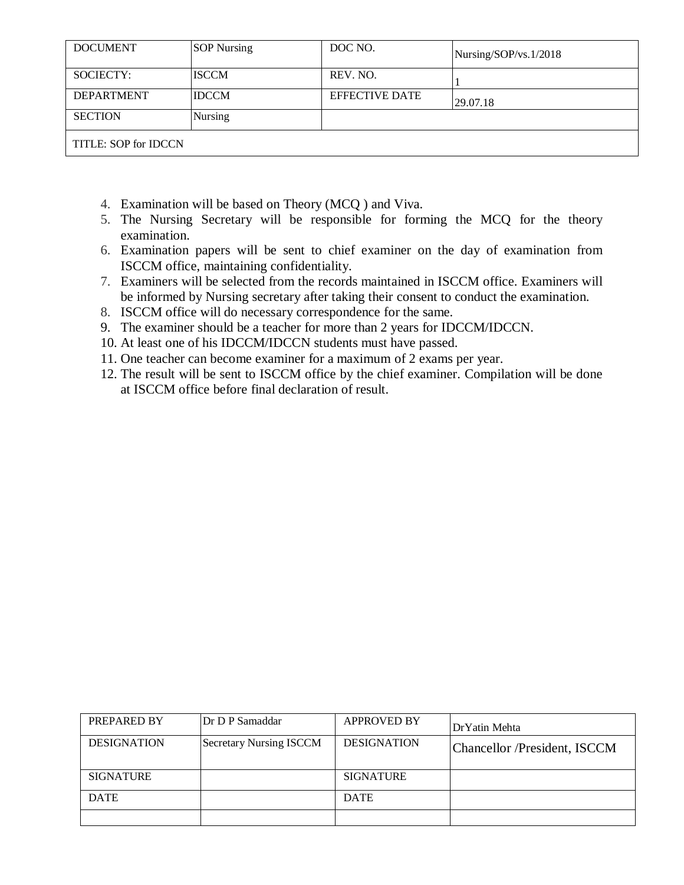| DOCUMENT | SOP Nursing | DOC NO. | Nursing/SOP/vs.1/2018 |
|---|---|---|---|
| SOCIECTY: | ISCCM | REV. NO. | 1 |
| DEPARTMENT | IDCCM | EFFECTIVE DATE | 29.07.18 |
| SECTION | Nursing | | |
| TITLE: SOP for IDCCN | | | |

4. Examination will be based on Theory (MCQ ) and Viva.
5. The Nursing Secretary will be responsible for forming the MCQ for the theory examination.
6. Examination papers will be sent to chief examiner on the day of examination from ISCCM office, maintaining confidentiality.
7. Examiners will be selected from the records maintained in ISCCM office. Examiners will be informed by Nursing secretary after taking their consent to conduct the examination.
8. ISCCM office will do necessary correspondence for the same.
9. The examiner should be a teacher for more than 2 years for IDCCM/IDCCN.
10. At least one of his IDCCM/IDCCN students must have passed.
11. One teacher can become examiner for a maximum of 2 exams per year.
12. The result will be sent to ISCCM office by the chief examiner. Compilation will be done at ISCCM office before final declaration of result.

| PREPARED BY | Dr D P Samaddar | APPROVED BY | DrYatin Mehta |
|---|---|---|---|
| DESIGNATION | Secretary Nursing ISCCM | DESIGNATION | Chancellor /President, ISCCM |
| SIGNATURE | | SIGNATURE | |
| DATE | | DATE | |
| | | | |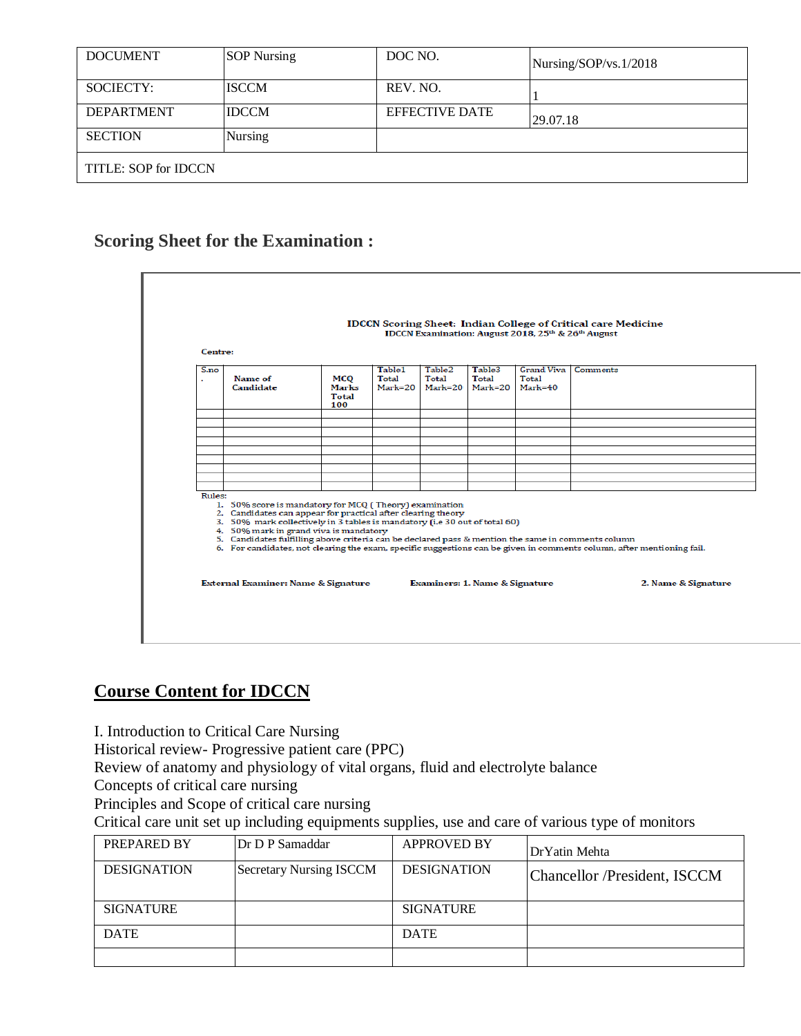| DOCUMENT | SOP Nursing | DOC NO. | Nursing/SOP/vs.1/2018 |
|---|---|---|---|
| SOCIECTY: | ISCCM | REV. NO. | 1 |
| DEPARTMENT | IDCCM | EFFECTIVE DATE | 29.07.18 |
| SECTION | Nursing | | |
| TITLE: SOP for IDCCN | | | |

## Scoring Sheet for the Examination :

**IDCCN Scoring Sheet: Indian College of Critical care Medicine**
**IDCCN Examination: August 2018, 25th & 26th August**

**Centre:**

| S.no. | Name of Candidate | MCQ Marks Total 100 | Table1 Total Mark=20 | Table2 Total Mark=20 | Table3 Total Mark=20 | Grand Viva Total Mark=40 | Comments |
|---|---|---|---|---|---|---|---|
| | | | | | | | |
| | | | | | | | |
| | | | | | | | |
| | | | | | | | |
| | | | | | | | |
| | | | | | | | |
| | | | | | | | |
| | | | | | | | |
| | | | | | | | |

Rules:

1. 50% score is mandatory for MCQ ( Theory) examination
2. Candidates can appear for practical after clearing theory
3. 50% mark collectively in 3 tables is mandatory (i.e 30 out of total 60)
4. 50% mark in grand viva is mandatory
5. Candidates fulfilling above criteria can be declared pass & mention the same in comments column
6. For candidates, not clearing the exam, specific suggestions can be given in comments column, after mentioning fail.

**External Examiner: Name & Signature** **Examiners: 1. Name & Signature** **2. Name & Signature**

## Course Content for IDCCN

I. Introduction to Critical Care Nursing
Historical review- Progressive patient care (PPC)
Review of anatomy and physiology of vital organs, fluid and electrolyte balance
Concepts of critical care nursing
Principles and Scope of critical care nursing
Critical care unit set up including equipments supplies, use and care of various type of monitors

| PREPARED BY | Dr D P Samaddar | APPROVED BY | DrYatin Mehta |
|---|---|---|---|
| DESIGNATION | Secretary Nursing ISCCM | DESIGNATION | Chancellor /President, ISCCM |
| SIGNATURE | | SIGNATURE | |
| DATE | | DATE | |
| | | | |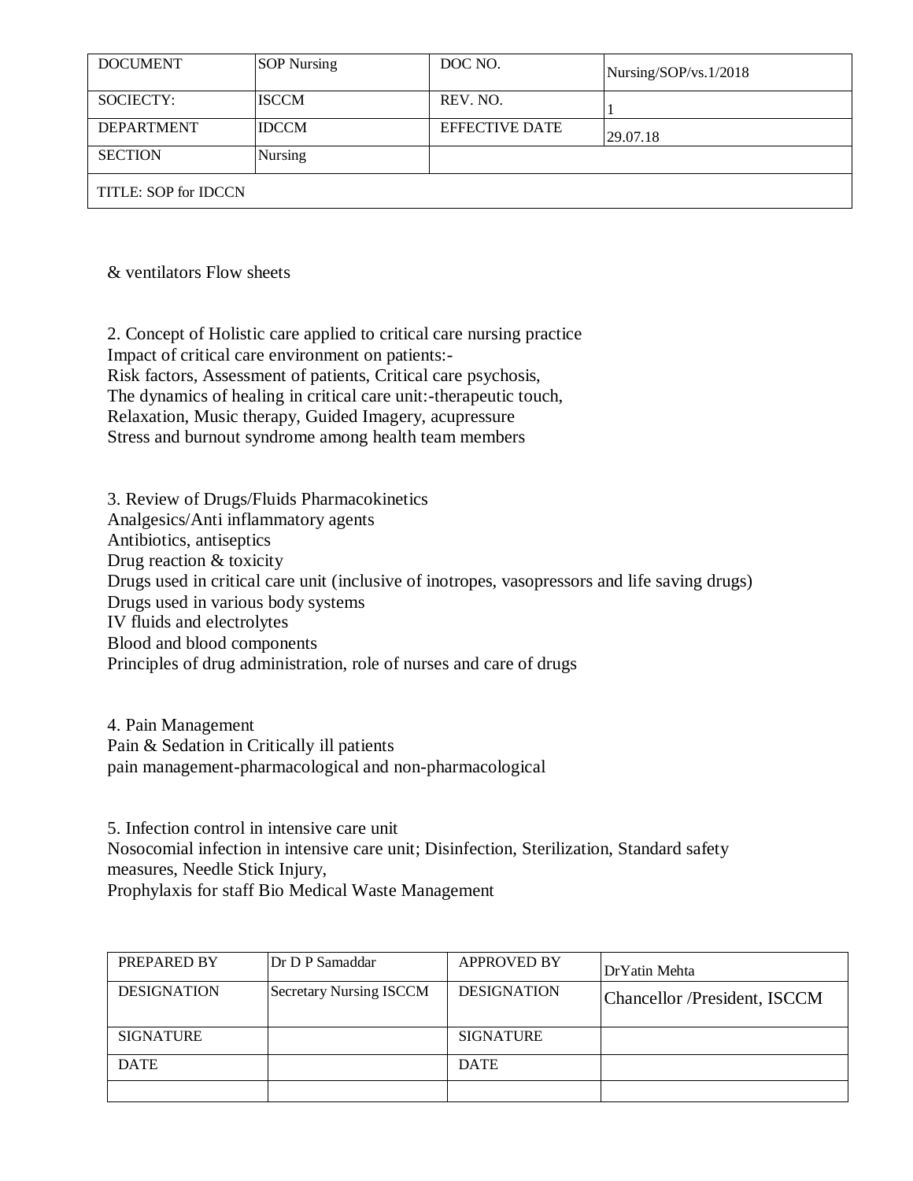| DOCUMENT | SOP Nursing | DOC NO. | Nursing/SOP/vs.1/2018 |
| --- | --- | --- | --- |
| SOCIECTY: | ISCCM | REV. NO. | 1 |
| DEPARTMENT | IDCCM | EFFECTIVE DATE | 29.07.18 |
| SECTION | Nursing | | |
| TITLE: SOP for IDCCN | | | |

& ventilators Flow sheets

2. Concept of Holistic care applied to critical care nursing practice
Impact of critical care environment on patients:-
Risk factors, Assessment of patients, Critical care psychosis,
The dynamics of healing in critical care unit:-therapeutic touch,
Relaxation, Music therapy, Guided Imagery, acupressure
Stress and burnout syndrome among health team members

3. Review of Drugs/Fluids Pharmacokinetics
Analgesics/Anti inflammatory agents
Antibiotics, antiseptics
Drug reaction & toxicity
Drugs used in critical care unit (inclusive of inotropes, vasopressors and life saving drugs)
Drugs used in various body systems
IV fluids and electrolytes
Blood and blood components
Principles of drug administration, role of nurses and care of drugs

4. Pain Management
Pain & Sedation in Critically ill patients
pain management-pharmacological and non-pharmacological

5. Infection control in intensive care unit
Nosocomial infection in intensive care unit; Disinfection, Sterilization, Standard safety measures, Needle Stick Injury,
Prophylaxis for staff Bio Medical Waste Management

| PREPARED BY | Dr D P Samaddar | APPROVED BY | DrYatin Mehta |
| --- | --- | --- | --- |
| DESIGNATION | Secretary Nursing ISCCM | DESIGNATION | Chancellor /President, ISCCM |
| SIGNATURE | | SIGNATURE | |
| DATE | | DATE | |
| | | | |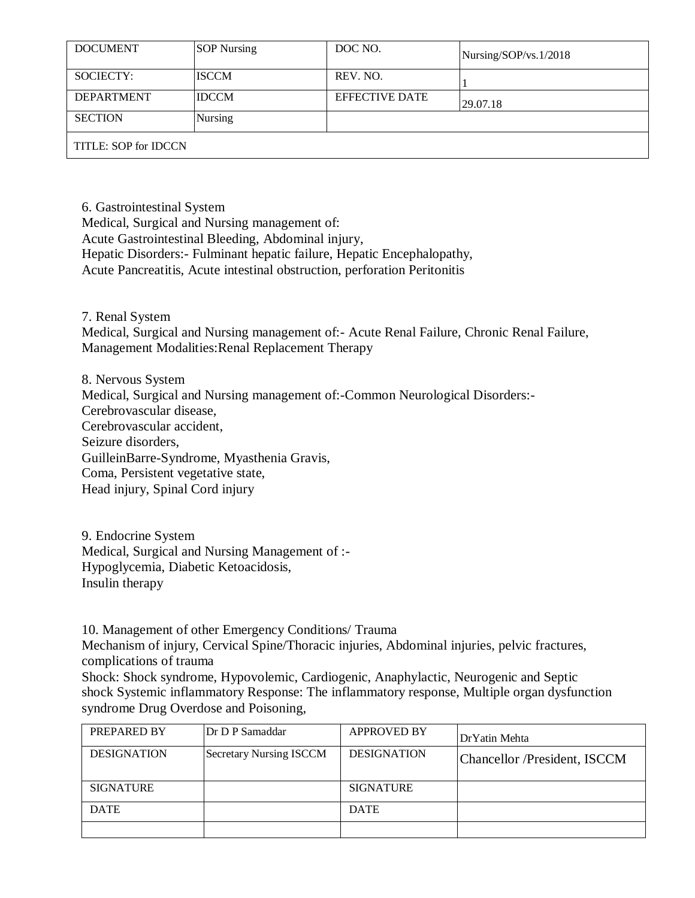| DOCUMENT | SOP Nursing | DOC NO. | Nursing/SOP/vs.1/2018 |
|---|---|---|---|
| SOCIECTY: | ISCCM | REV. NO. | 1 |
| DEPARTMENT | IDCCM | EFFECTIVE DATE | 29.07.18 |
| SECTION | Nursing | | |
| TITLE: SOP for IDCCN | | | |

6. Gastrointestinal System
Medical, Surgical and Nursing management of:
Acute Gastrointestinal Bleeding, Abdominal injury,
Hepatic Disorders:- Fulminant hepatic failure, Hepatic Encephalopathy,
Acute Pancreatitis, Acute intestinal obstruction, perforation Peritonitis

7. Renal System
Medical, Surgical and Nursing management of:- Acute Renal Failure, Chronic Renal Failure,
Management Modalities:Renal Replacement Therapy

8. Nervous System
Medical, Surgical and Nursing management of:-Common Neurological Disorders:-
Cerebrovascular disease,
Cerebrovascular accident,
Seizure disorders,
GuilleinBarre-Syndrome, Myasthenia Gravis,
Coma, Persistent vegetative state,
Head injury, Spinal Cord injury

9. Endocrine System
Medical, Surgical and Nursing Management of :-
Hypoglycemia, Diabetic Ketoacidosis,
Insulin therapy

10. Management of other Emergency Conditions/ Trauma
Mechanism of injury, Cervical Spine/Thoracic injuries, Abdominal injuries, pelvic fractures, complications of trauma
Shock: Shock syndrome, Hypovolemic, Cardiogenic, Anaphylactic, Neurogenic and Septic shock Systemic inflammatory Response: The inflammatory response, Multiple organ dysfunction syndrome Drug Overdose and Poisoning,

| PREPARED BY | Dr D P Samaddar | APPROVED BY | DrYatin Mehta |
|---|---|---|---|
| DESIGNATION | Secretary Nursing ISCCM | DESIGNATION | Chancellor /President, ISCCM |
| SIGNATURE | | SIGNATURE | |
| DATE | | DATE | |
| | | | |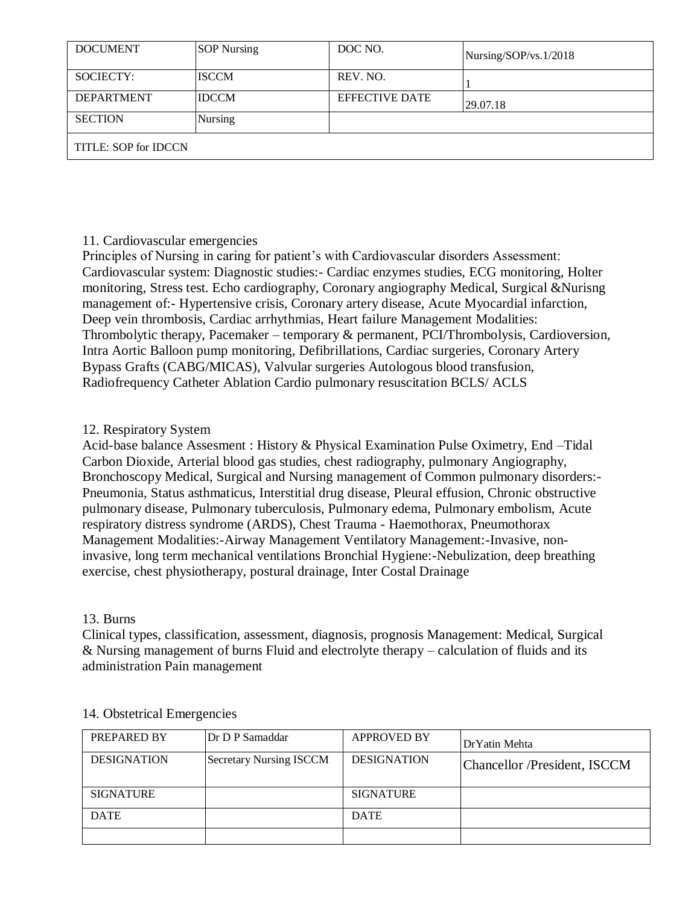| DOCUMENT | SOP Nursing | DOC NO. | Nursing/SOP/vs.1/2018 |
| --- | --- | --- | --- |
| SOCIECTY: | ISCCM | REV. NO. | 1 |
| DEPARTMENT | IDCCM | EFFECTIVE DATE | 29.07.18 |
| SECTION | Nursing | | |
| TITLE: SOP for IDCCN | | | |

11. Cardiovascular emergencies

Principles of Nursing in caring for patient's with Cardiovascular disorders Assessment: Cardiovascular system: Diagnostic studies:- Cardiac enzymes studies, ECG monitoring, Holter monitoring, Stress test. Echo cardiography, Coronary angiography Medical, Surgical &Nurisng management of:- Hypertensive crisis, Coronary artery disease, Acute Myocardial infarction, Deep vein thrombosis, Cardiac arrhythmias, Heart failure Management Modalities: Thrombolytic therapy, Pacemaker – temporary & permanent, PCI/Thrombolysis, Cardioversion, Intra Aortic Balloon pump monitoring, Defibrillations, Cardiac surgeries, Coronary Artery Bypass Grafts (CABG/MICAS), Valvular surgeries Autologous blood transfusion, Radiofrequency Catheter Ablation Cardio pulmonary resuscitation BCLS/ ACLS

12. Respiratory System

Acid-base balance Assesment : History & Physical Examination Pulse Oximetry, End –Tidal Carbon Dioxide, Arterial blood gas studies, chest radiography, pulmonary Angiography, Bronchoscopy Medical, Surgical and Nursing management of Common pulmonary disorders:- Pneumonia, Status asthmaticus, Interstitial drug disease, Pleural effusion, Chronic obstructive pulmonary disease, Pulmonary tuberculosis, Pulmonary edema, Pulmonary embolism, Acute respiratory distress syndrome (ARDS), Chest Trauma - Haemothorax, Pneumothorax Management Modalities:-Airway Management Ventilatory Management:-Invasive, non-invasive, long term mechanical ventilations Bronchial Hygiene:-Nebulization, deep breathing exercise, chest physiotherapy, postural drainage, Inter Costal Drainage

13. Burns

Clinical types, classification, assessment, diagnosis, prognosis Management: Medical, Surgical & Nursing management of burns Fluid and electrolyte therapy – calculation of fluids and its administration Pain management

14. Obstetrical Emergencies

| PREPARED BY | Dr D P Samaddar | APPROVED BY | DrYatin Mehta |
| --- | --- | --- | --- |
| DESIGNATION | Secretary Nursing ISCCM | DESIGNATION | Chancellor /President, ISCCM |
| SIGNATURE | | SIGNATURE | |
| DATE | | DATE | |
| | | | |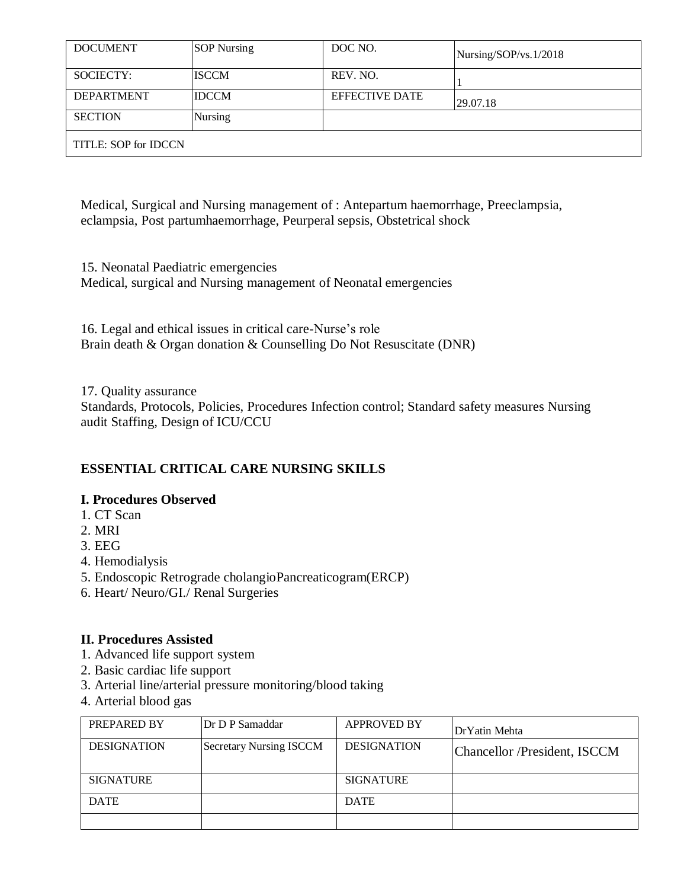| DOCUMENT | SOP Nursing | DOC NO. | Nursing/SOP/vs.1/2018 |
|---|---|---|---|
| SOCIECTY: | ISCCM | REV. NO. | 1 |
| DEPARTMENT | IDCCM | EFFECTIVE DATE | 29.07.18 |
| SECTION | Nursing | | |
| TITLE: SOP for IDCCN | | | |

Medical, Surgical and Nursing management of : Antepartum haemorrhage, Preeclampsia, eclampsia, Post partumhaemorrhage, Peurperal sepsis, Obstetrical shock

15. Neonatal Paediatric emergencies
Medical, surgical and Nursing management of Neonatal emergencies

16. Legal and ethical issues in critical care-Nurse's role
Brain death & Organ donation & Counselling Do Not Resuscitate (DNR)

17. Quality assurance
Standards, Protocols, Policies, Procedures Infection control; Standard safety measures Nursing audit Staffing, Design of ICU/CCU

**ESSENTIAL CRITICAL CARE NURSING SKILLS**

**I. Procedures Observed**

1. CT Scan
2. MRI
3. EEG
4. Hemodialysis
5. Endoscopic Retrograde cholangioPancreaticogram(ERCP)
6. Heart/ Neuro/GI./ Renal Surgeries

**II. Procedures Assisted**

1. Advanced life support system
2. Basic cardiac life support
3. Arterial line/arterial pressure monitoring/blood taking
4. Arterial blood gas

| PREPARED BY | Dr D P Samaddar | APPROVED BY | DrYatin Mehta |
|---|---|---|---|
| DESIGNATION | Secretary Nursing ISCCM | DESIGNATION | Chancellor /President, ISCCM |
| SIGNATURE | | SIGNATURE | |
| DATE | | DATE | |
| | | | |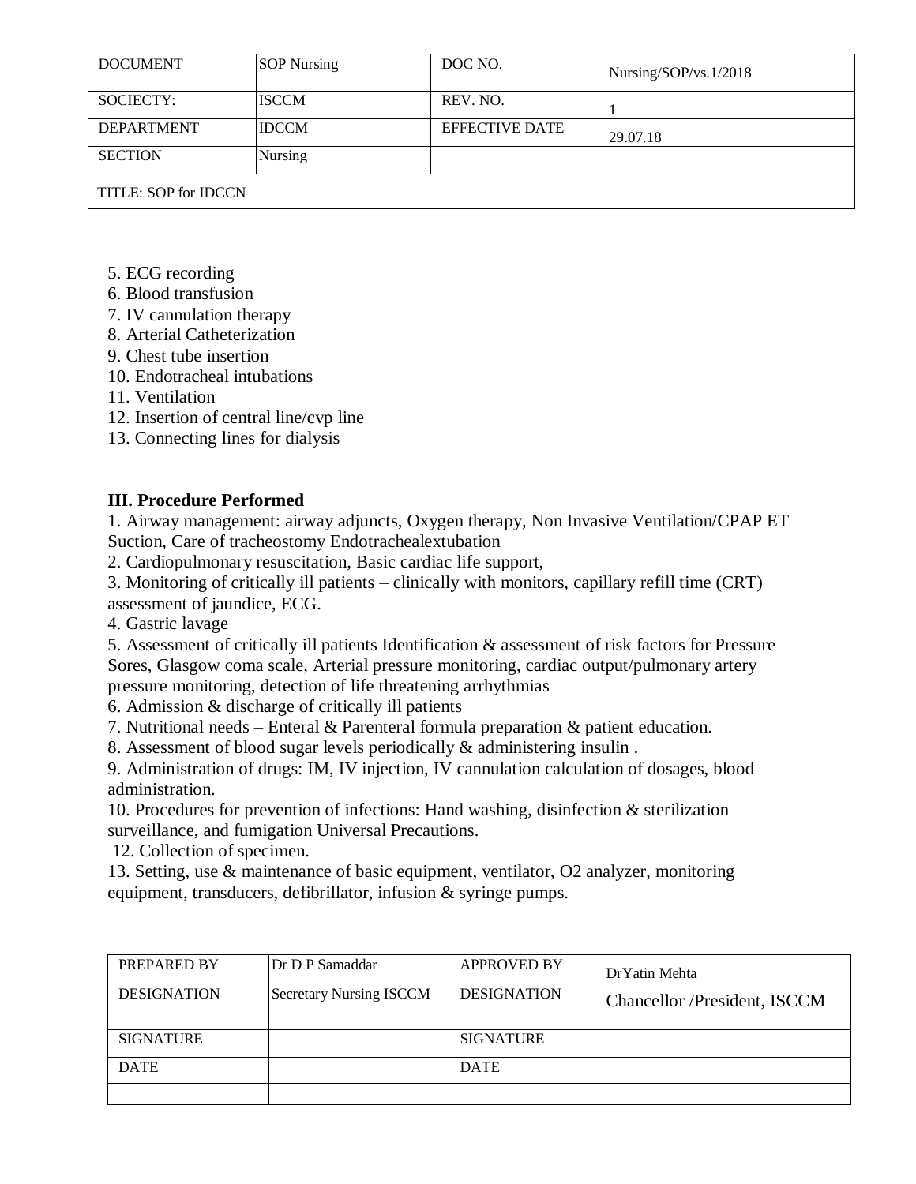| DOCUMENT | SOP Nursing | DOC NO. | Nursing/SOP/vs.1/2018 |
|---|---|---|---|
| SOCIECTY: | ISCCM | REV. NO. | 1 |
| DEPARTMENT | IDCCM | EFFECTIVE DATE | 29.07.18 |
| SECTION | Nursing | | |
| TITLE: SOP for IDCCN | | | |

5. ECG recording
6. Blood transfusion
7. IV cannulation therapy
8. Arterial Catheterization
9. Chest tube insertion
10. Endotracheal intubations
11. Ventilation
12. Insertion of central line/cvp line
13. Connecting lines for dialysis

**III. Procedure Performed**

1. Airway management: airway adjuncts, Oxygen therapy, Non Invasive Ventilation/CPAP ET Suction, Care of tracheostomy Endotrachealextubation
2. Cardiopulmonary resuscitation, Basic cardiac life support,
3. Monitoring of critically ill patients – clinically with monitors, capillary refill time (CRT) assessment of jaundice, ECG.
4. Gastric lavage
5. Assessment of critically ill patients Identification & assessment of risk factors for Pressure Sores, Glasgow coma scale, Arterial pressure monitoring, cardiac output/pulmonary artery pressure monitoring, detection of life threatening arrhythmias
6. Admission & discharge of critically ill patients
7. Nutritional needs – Enteral & Parenteral formula preparation & patient education.
8. Assessment of blood sugar levels periodically & administering insulin .
9. Administration of drugs: IM, IV injection, IV cannulation calculation of dosages, blood administration.
10. Procedures for prevention of infections: Hand washing, disinfection & sterilization surveillance, and fumigation Universal Precautions.

12. Collection of specimen.
13. Setting, use & maintenance of basic equipment, ventilator, O2 analyzer, monitoring equipment, transducers, defibrillator, infusion & syringe pumps.

| PREPARED BY | Dr D P Samaddar | APPROVED BY | DrYatin Mehta |
|---|---|---|---|
| DESIGNATION | Secretary Nursing ISCCM | DESIGNATION | Chancellor /President, ISCCM |
| SIGNATURE | | SIGNATURE | |
| DATE | | DATE | |
| | | | |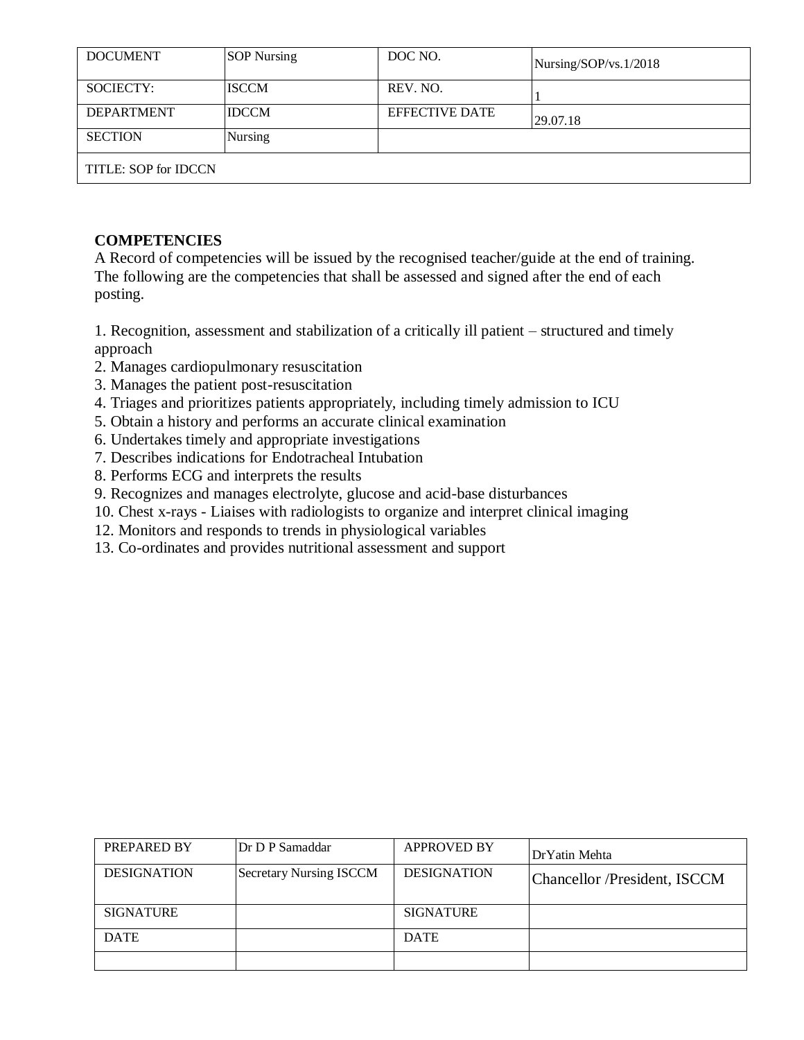| DOCUMENT | SOP Nursing | DOC NO. | Nursing/SOP/vs.1/2018 |
|---|---|---|---|
| SOCIECTY: | ISCCM | REV. NO. | 1 |
| DEPARTMENT | IDCCM | EFFECTIVE DATE | 29.07.18 |
| SECTION | Nursing | | |
| TITLE: SOP for IDCCN | | | |

**COMPETENCIES**

A Record of competencies will be issued by the recognised teacher/guide at the end of training. The following are the competencies that shall be assessed and signed after the end of each posting.

1. Recognition, assessment and stabilization of a critically ill patient – structured and timely approach
2. Manages cardiopulmonary resuscitation
3. Manages the patient post-resuscitation
4. Triages and prioritizes patients appropriately, including timely admission to ICU
5. Obtain a history and performs an accurate clinical examination
6. Undertakes timely and appropriate investigations
7. Describes indications for Endotracheal Intubation
8. Performs ECG and interprets the results
9. Recognizes and manages electrolyte, glucose and acid-base disturbances
10. Chest x-rays - Liaises with radiologists to organize and interpret clinical imaging
12. Monitors and responds to trends in physiological variables
13. Co-ordinates and provides nutritional assessment and support

| PREPARED BY | Dr D P Samaddar | APPROVED BY | DrYatin Mehta |
|---|---|---|---|
| DESIGNATION | Secretary Nursing ISCCM | DESIGNATION | Chancellor /President, ISCCM |
| SIGNATURE | | SIGNATURE | |
| DATE | | DATE | |
| | | | |